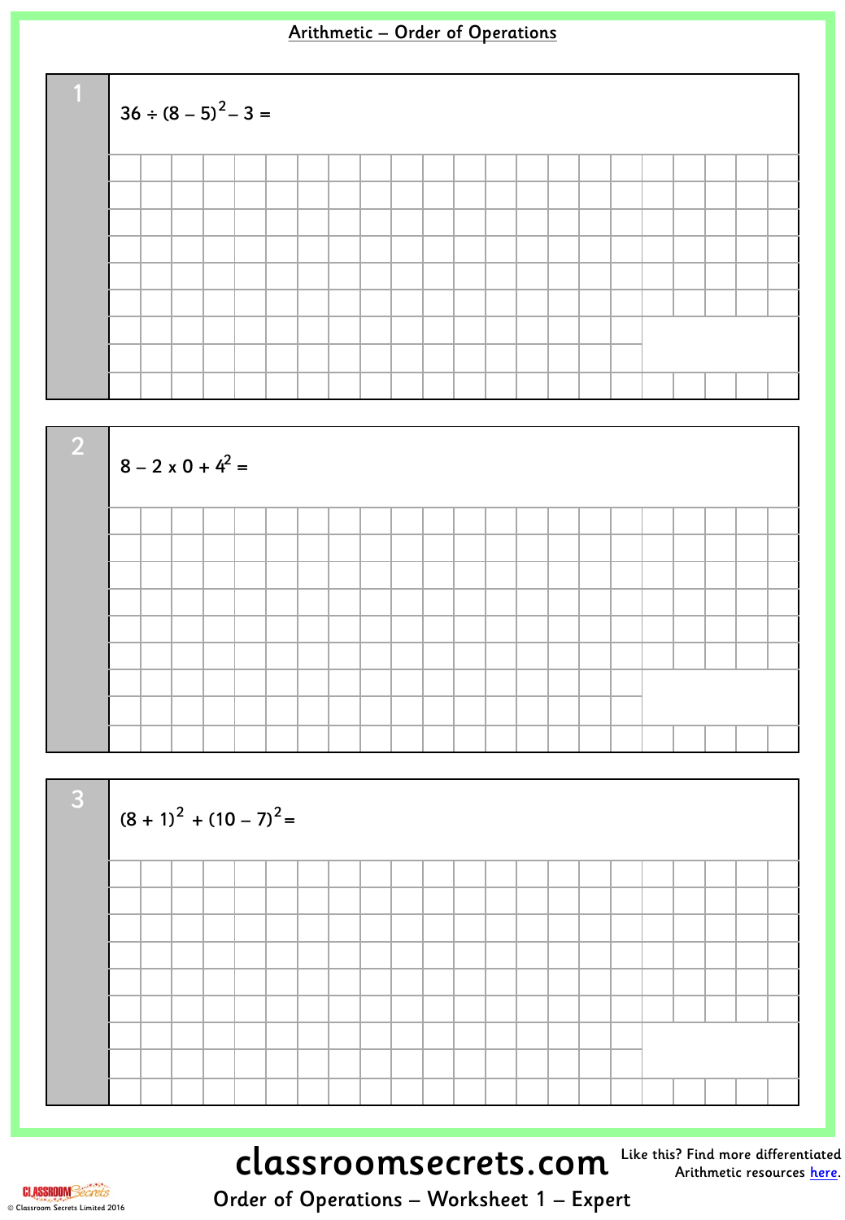# Arithmetic – Order of Operations

**1**

$36 \div (8 - 5)^2 - 3 =$

**2**

$8 - 2 \times 0 + 4^2 =$

**3**

$(8 + 1)^2 + (10 - 7)^2 =$

classroomsecrets.com

Like this? Find more differentiated Arithmetic resources here.

Order of Operations – Worksheet 1 – Expert

© Classroom Secrets Limited 2016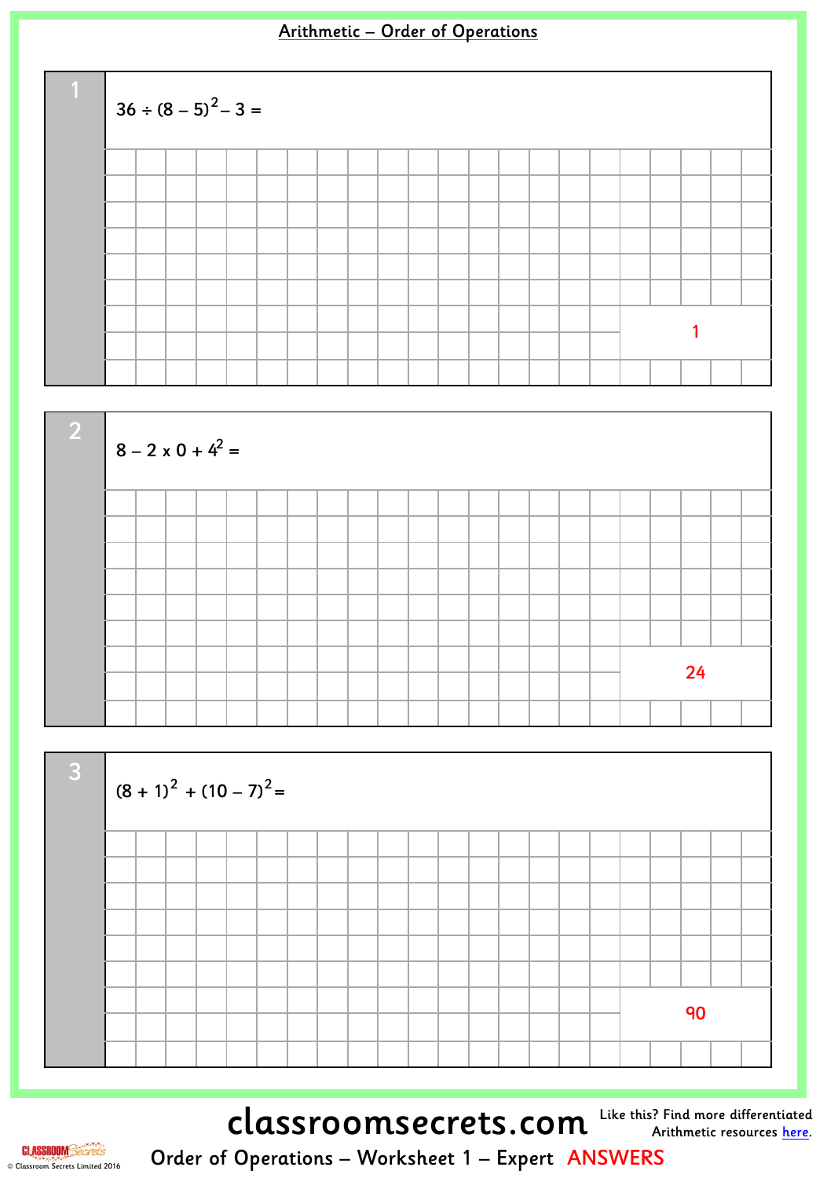# Arithmetic – Order of Operations

**1**

$36 \div (8 - 5)^2 - 3 =$

1

**2**

$8 - 2 \times 0 + 4^2 =$

24

**3**

$(8 + 1)^2 + (10 - 7)^2 =$

90

classroomsecrets.com

Like this? Find more differentiated Arithmetic resources here.

Order of Operations – Worksheet 1 – Expert ANSWERS

© Classroom Secrets Limited 2016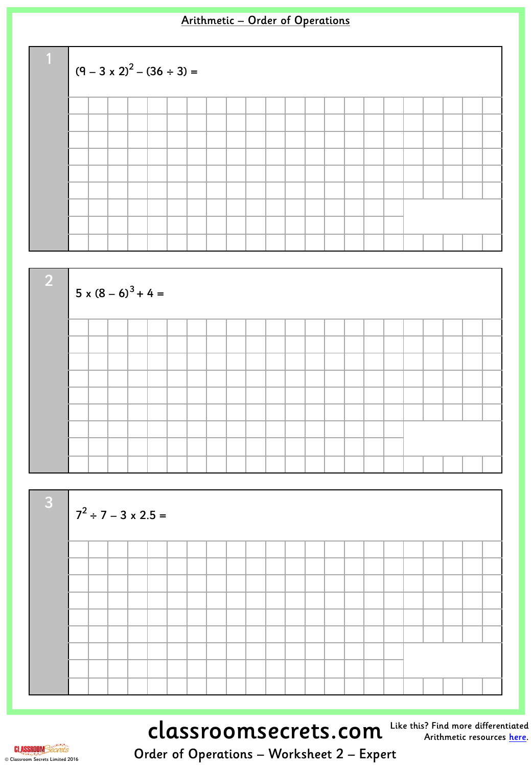# Arithmetic – Order of Operations

**1**

$(9 - 3 \times 2)^2 - (36 \div 3) =$

**2**

$5 \times (8 - 6)^3 + 4 =$

**3**

$7^2 \div 7 - 3 \times 2.5 =$

classroomsecrets.com

Like this? Find more differentiated Arithmetic resources here.

Order of Operations – Worksheet 2 – Expert

© Classroom Secrets Limited 2016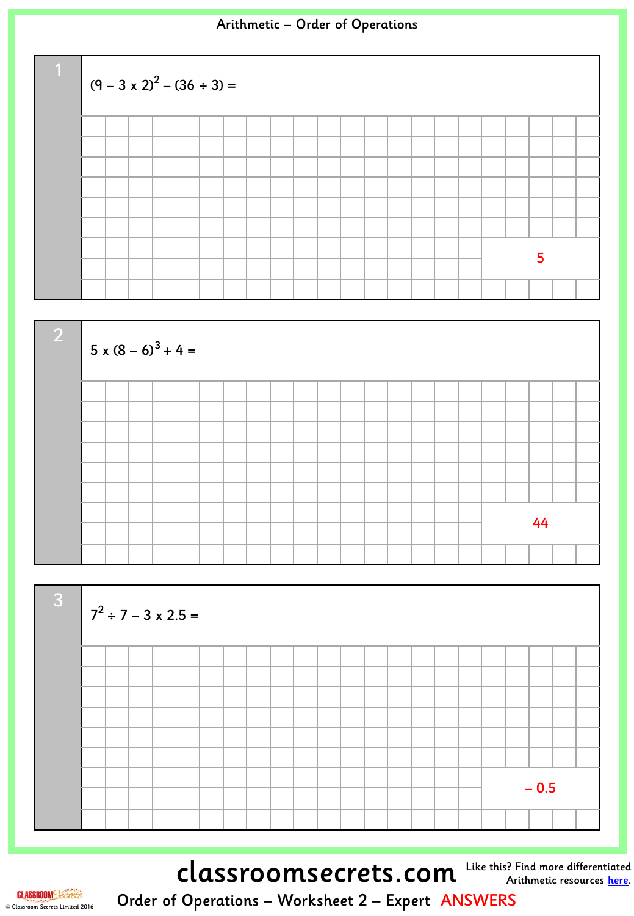# Arithmetic – Order of Operations

**1**

$(9 - 3 \times 2)^2 - (36 \div 3) =$

5

**2**

$5 \times (8 - 6)^3 + 4 =$

44

**3**

$7^2 \div 7 - 3 \times 2.5 =$

– 0.5

Order of Operations – Worksheet 2 – Expert ANSWERS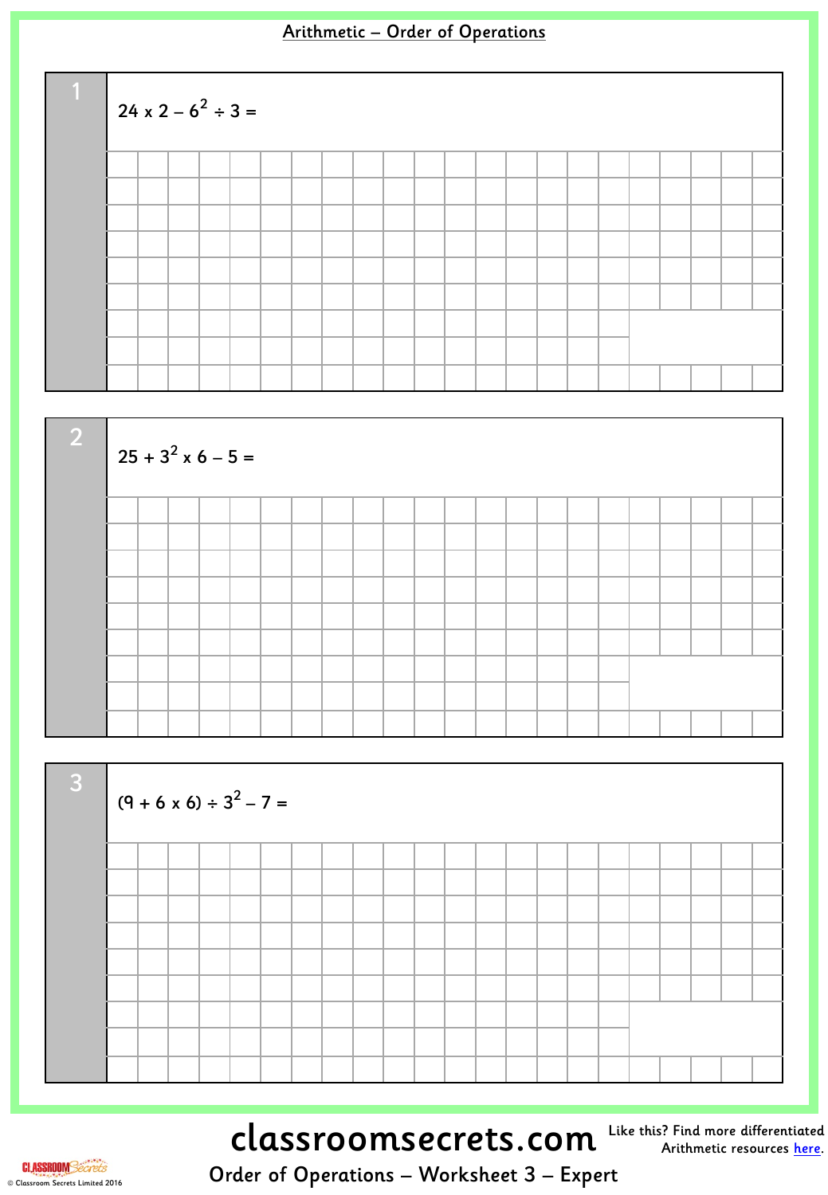# Arithmetic – Order of Operations

**1**

$24 \times 2 - 6^2 \div 3 =$

**2**

$25 + 3^2 \times 6 - 5 =$

**3**

$(9 + 6 \times 6) \div 3^2 - 7 =$

classroomsecrets.com

Like this? Find more differentiated Arithmetic resources here.

Order of Operations – Worksheet 3 – Expert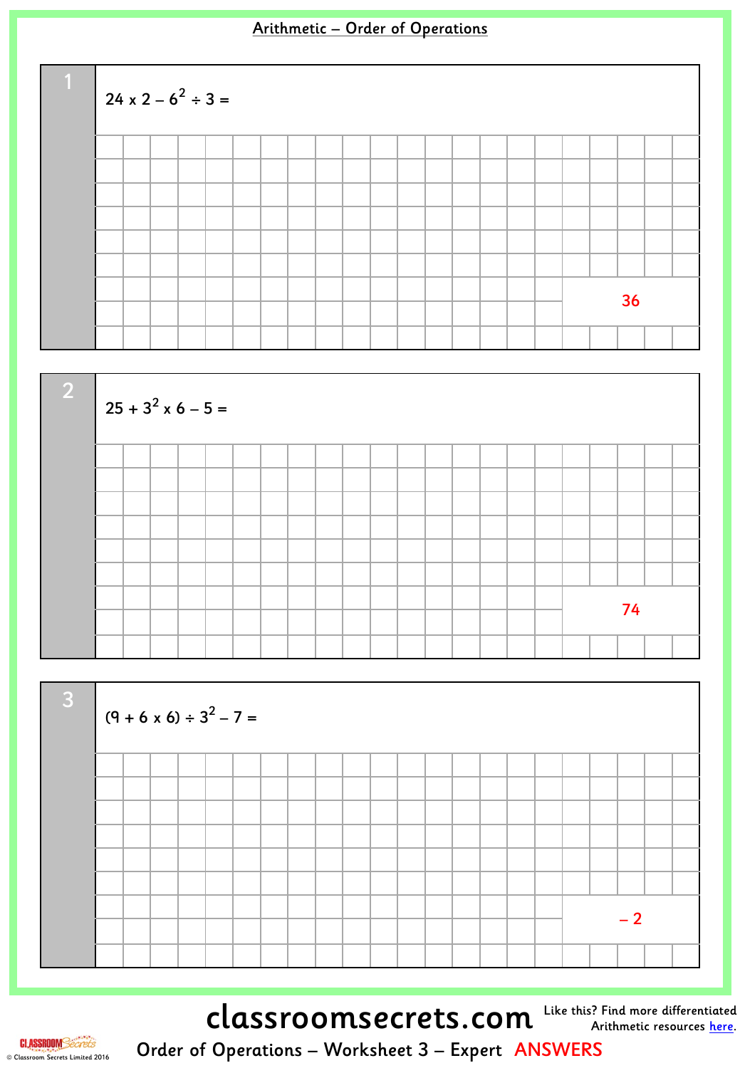# Arithmetic – Order of Operations

**1**

$24 \times 2 - 6^2 \div 3 =$

36

**2**

$25 + 3^2 \times 6 - 5 =$

74

**3**

$(9 + 6 \times 6) \div 3^2 - 7 =$

$-2$

classroomsecrets.com

Like this? Find more differentiated Arithmetic resources here.

Order of Operations – Worksheet 3 – Expert ANSWERS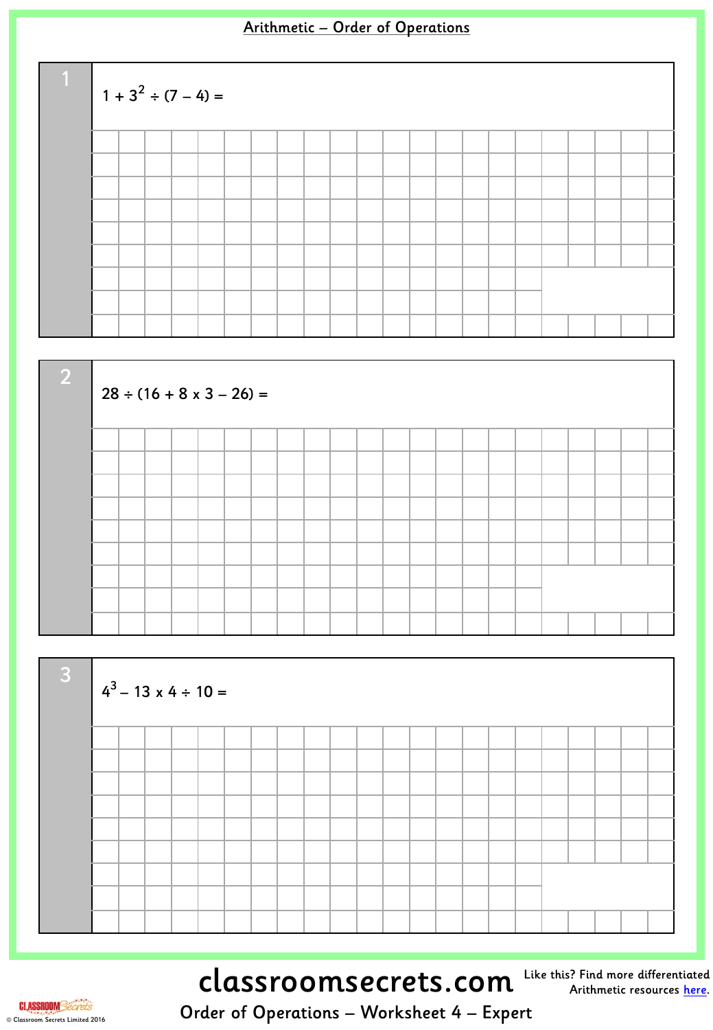# Arithmetic – Order of Operations

**1**

$1 + 3^2 \div (7 - 4) =$

**2**

$28 \div (16 + 8 \times 3 - 26) =$

**3**

$4^3 - 13 \times 4 \div 10 =$

classroomsecrets.com

Like this? Find more differentiated Arithmetic resources here.

Order of Operations – Worksheet 4 – Expert

© Classroom Secrets Limited 2016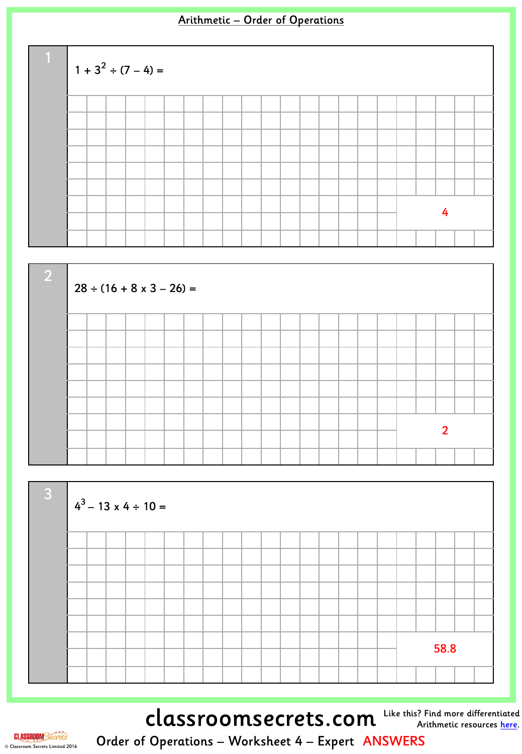# Arithmetic – Order of Operations

**1**

$1 + 3^2 \div (7 - 4) =$

4

**2**

$28 \div (16 + 8 \times 3 - 26) =$

2

**3**

$4^3 - 13 \times 4 \div 10 =$

58.8

classroomsecrets.com

Like this? Find more differentiated Arithmetic resources here.

Order of Operations – Worksheet 4 – Expert ANSWERS

© Classroom Secrets Limited 2016